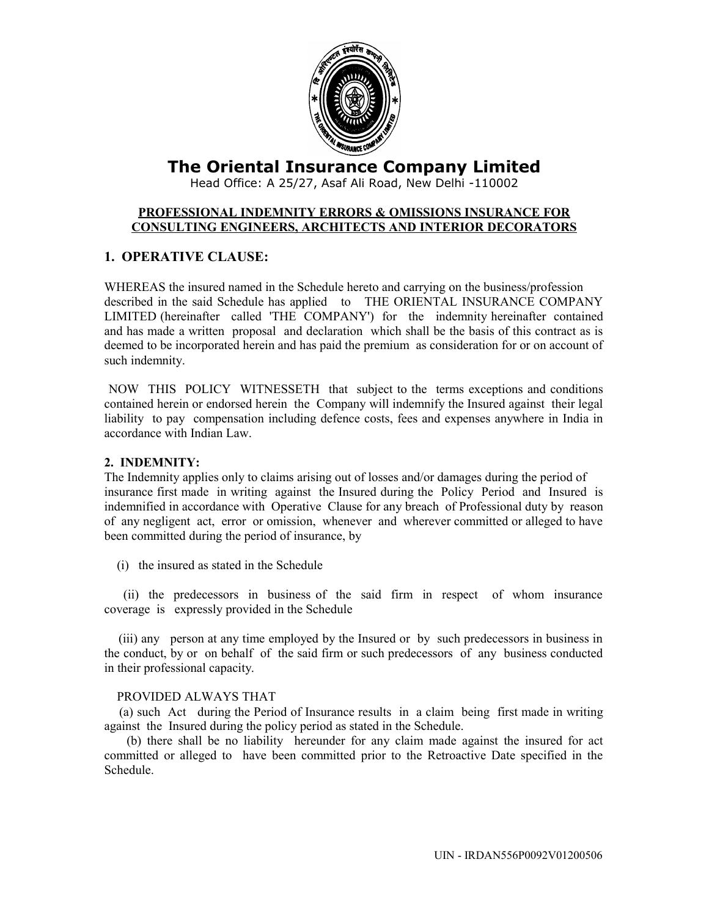# The Oriental Insurance Company Limited

Head Office: A 25/27, Asaf Ali Road, New Delhi -110002

**PROFESSIONAL INDEMNITY ERRORS & OMISSIONS INSURANCE FOR CONSULTING ENGINEERS, ARCHITECTS AND INTERIOR DECORATORS**

## 1. OPERATIVE CLAUSE:

WHEREAS the insured named in the Schedule hereto and carrying on the business/profession described in the said Schedule has applied to THE ORIENTAL INSURANCE COMPANY LIMITED (hereinafter called 'THE COMPANY') for the indemnity hereinafter contained and has made a written proposal and declaration which shall be the basis of this contract as is deemed to be incorporated herein and has paid the premium as consideration for or on account of such indemnity.

NOW THIS POLICY WITNESSETH that subject to the terms exceptions and conditions contained herein or endorsed herein the Company will indemnify the Insured against their legal liability to pay compensation including defence costs, fees and expenses anywhere in India in accordance with Indian Law.

## 2. INDEMNITY:

The Indemnity applies only to claims arising out of losses and/or damages during the period of insurance first made in writing against the Insured during the Policy Period and Insured is indemnified in accordance with Operative Clause for any breach of Professional duty by reason of any negligent act, error or omission, whenever and wherever committed or alleged to have been committed during the period of insurance, by

(i) the insured as stated in the Schedule

(ii) the predecessors in business of the said firm in respect of whom insurance coverage is expressly provided in the Schedule

(iii) any person at any time employed by the Insured or by such predecessors in business in the conduct, by or on behalf of the said firm or such predecessors of any business conducted in their professional capacity.

PROVIDED ALWAYS THAT

(a) such Act during the Period of Insurance results in a claim being first made in writing against the Insured during the policy period as stated in the Schedule.

(b) there shall be no liability hereunder for any claim made against the insured for act committed or alleged to have been committed prior to the Retroactive Date specified in the Schedule.

UIN - IRDAN556P0092V01200506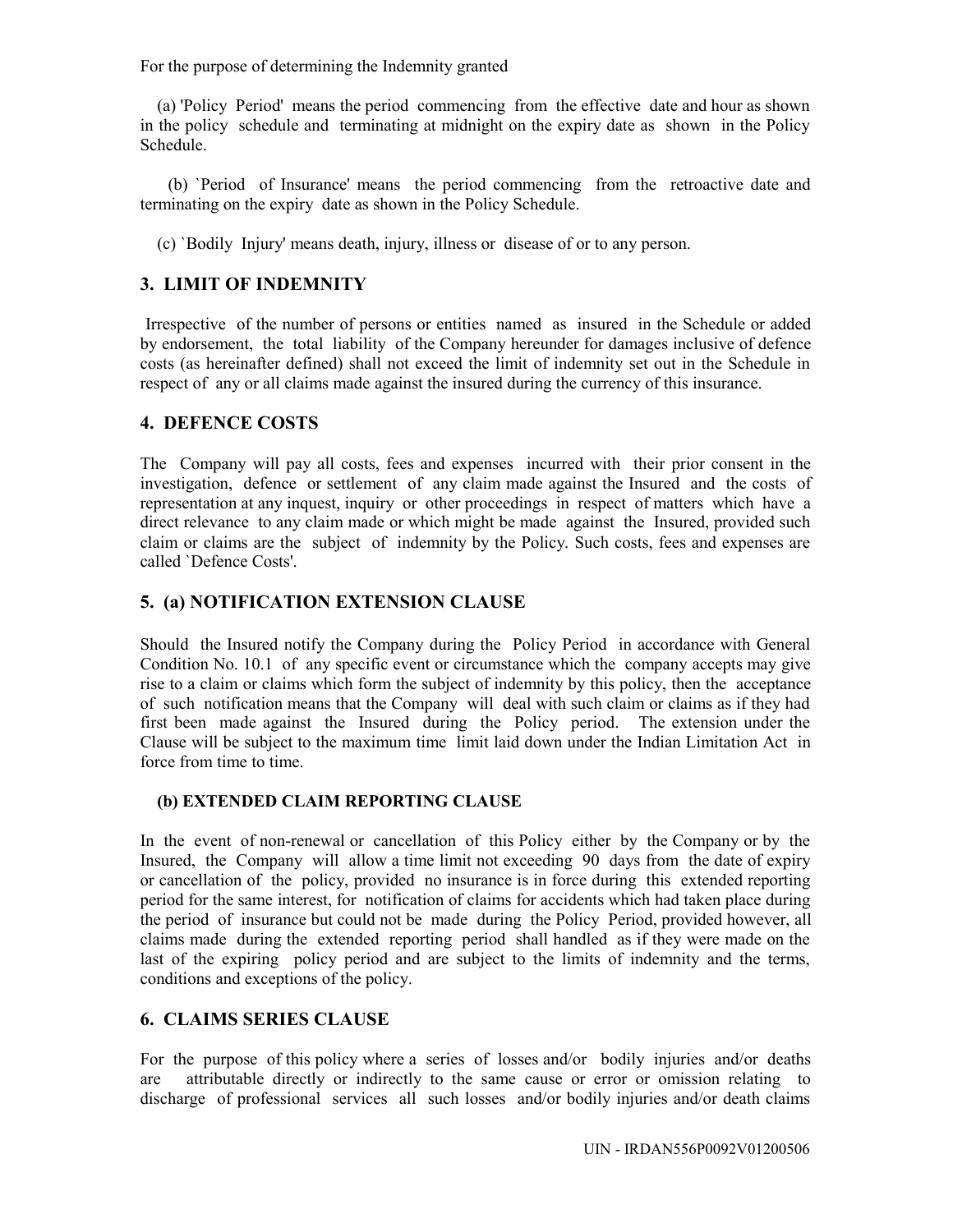For the purpose of determining the Indemnity granted

(a) 'Policy Period' means the period commencing from the effective date and hour as shown in the policy schedule and terminating at midnight on the expiry date as shown in the Policy Schedule.

(b) `Period of Insurance' means the period commencing from the retroactive date and terminating on the expiry date as shown in the Policy Schedule.

(c) `Bodily Injury' means death, injury, illness or disease of or to any person.

## 3. LIMIT OF INDEMNITY

Irrespective of the number of persons or entities named as insured in the Schedule or added by endorsement, the total liability of the Company hereunder for damages inclusive of defence costs (as hereinafter defined) shall not exceed the limit of indemnity set out in the Schedule in respect of any or all claims made against the insured during the currency of this insurance.

## 4. DEFENCE COSTS

The Company will pay all costs, fees and expenses incurred with their prior consent in the investigation, defence or settlement of any claim made against the Insured and the costs of representation at any inquest, inquiry or other proceedings in respect of matters which have a direct relevance to any claim made or which might be made against the Insured, provided such claim or claims are the subject of indemnity by the Policy. Such costs, fees and expenses are called `Defence Costs'.

## 5. (a) NOTIFICATION EXTENSION CLAUSE

Should the Insured notify the Company during the Policy Period in accordance with General Condition No. 10.1 of any specific event or circumstance which the company accepts may give rise to a claim or claims which form the subject of indemnity by this policy, then the acceptance of such notification means that the Company will deal with such claim or claims as if they had first been made against the Insured during the Policy period. The extension under the Clause will be subject to the maximum time limit laid down under the Indian Limitation Act in force from time to time.

### (b) EXTENDED CLAIM REPORTING CLAUSE

In the event of non-renewal or cancellation of this Policy either by the Company or by the Insured, the Company will allow a time limit not exceeding 90 days from the date of expiry or cancellation of the policy, provided no insurance is in force during this extended reporting period for the same interest, for notification of claims for accidents which had taken place during the period of insurance but could not be made during the Policy Period, provided however, all claims made during the extended reporting period shall handled as if they were made on the last of the expiring policy period and are subject to the limits of indemnity and the terms, conditions and exceptions of the policy.

## 6. CLAIMS SERIES CLAUSE

For the purpose of this policy where a series of losses and/or bodily injuries and/or deaths are attributable directly or indirectly to the same cause or error or omission relating to discharge of professional services all such losses and/or bodily injuries and/or death claims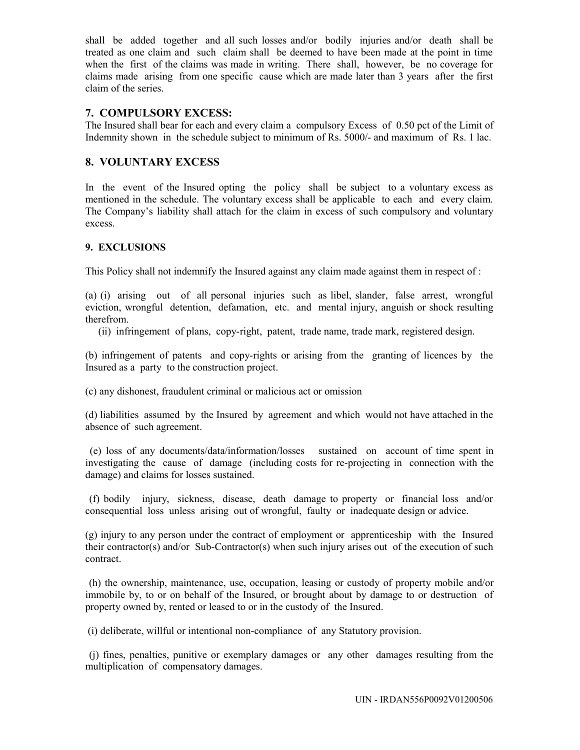shall be added together and all such losses and/or bodily injuries and/or death shall be treated as one claim and such claim shall be deemed to have been made at the point in time when the first of the claims was made in writing. There shall, however, be no coverage for claims made arising from one specific cause which are made later than 3 years after the first claim of the series.

## 7. COMPULSORY EXCESS:

The Insured shall bear for each and every claim a compulsory Excess of 0.50 pct of the Limit of Indemnity shown in the schedule subject to minimum of Rs. 5000/- and maximum of Rs. 1 lac.

## 8. VOLUNTARY EXCESS

In the event of the Insured opting the policy shall be subject to a voluntary excess as mentioned in the schedule. The voluntary excess shall be applicable to each and every claim. The Company's liability shall attach for the claim in excess of such compulsory and voluntary excess.

## 9. EXCLUSIONS

This Policy shall not indemnify the Insured against any claim made against them in respect of :

(a) (i) arising out of all personal injuries such as libel, slander, false arrest, wrongful eviction, wrongful detention, defamation, etc. and mental injury, anguish or shock resulting therefrom.

(ii) infringement of plans, copy-right, patent, trade name, trade mark, registered design.

(b) infringement of patents and copy-rights or arising from the granting of licences by the Insured as a party to the construction project.

(c) any dishonest, fraudulent criminal or malicious act or omission

(d) liabilities assumed by the Insured by agreement and which would not have attached in the absence of such agreement.

(e) loss of any documents/data/information/losses sustained on account of time spent in investigating the cause of damage (including costs for re-projecting in connection with the damage) and claims for losses sustained.

(f) bodily injury, sickness, disease, death damage to property or financial loss and/or consequential loss unless arising out of wrongful, faulty or inadequate design or advice.

(g) injury to any person under the contract of employment or apprenticeship with the Insured their contractor(s) and/or Sub-Contractor(s) when such injury arises out of the execution of such contract.

(h) the ownership, maintenance, use, occupation, leasing or custody of property mobile and/or immobile by, to or on behalf of the Insured, or brought about by damage to or destruction of property owned by, rented or leased to or in the custody of the Insured.

(i) deliberate, willful or intentional non-compliance of any Statutory provision.

(j) fines, penalties, punitive or exemplary damages or any other damages resulting from the multiplication of compensatory damages.

UIN - IRDAN556P0092V01200506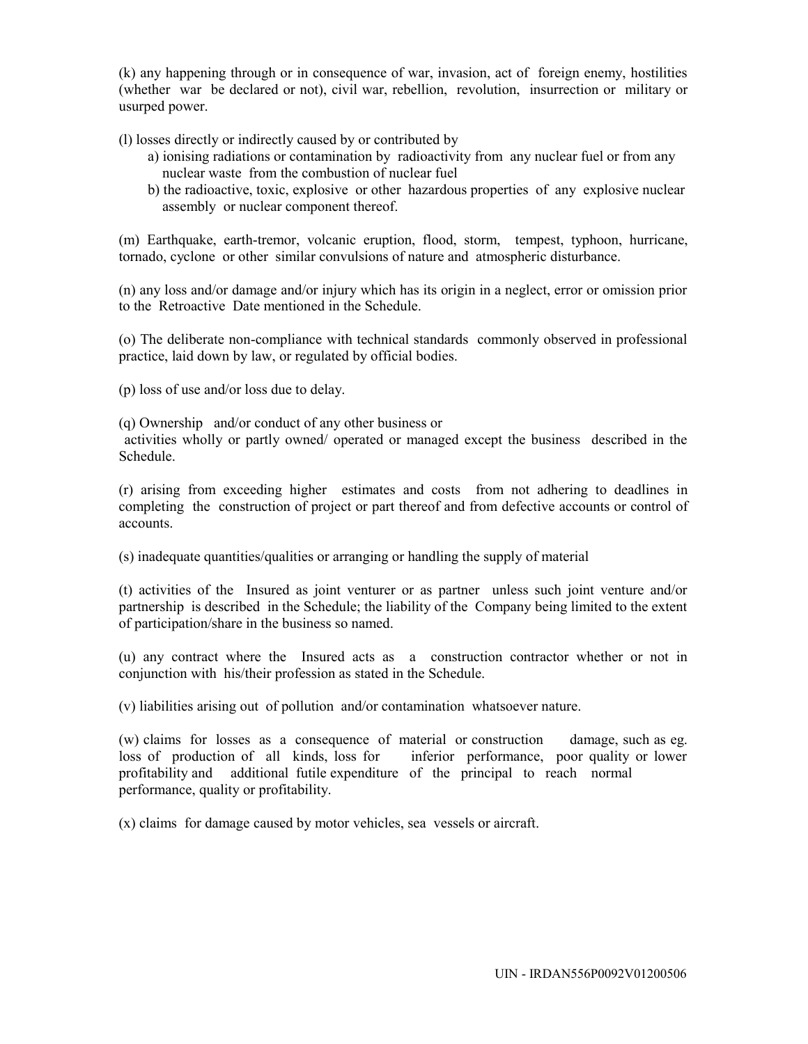(k) any happening through or in consequence of war, invasion, act of foreign enemy, hostilities (whether war be declared or not), civil war, rebellion, revolution, insurrection or military or usurped power.

(l) losses directly or indirectly caused by or contributed by

a) ionising radiations or contamination by radioactivity from any nuclear fuel or from any nuclear waste from the combustion of nuclear fuel

b) the radioactive, toxic, explosive or other hazardous properties of any explosive nuclear assembly or nuclear component thereof.

(m) Earthquake, earth-tremor, volcanic eruption, flood, storm, tempest, typhoon, hurricane, tornado, cyclone or other similar convulsions of nature and atmospheric disturbance.

(n) any loss and/or damage and/or injury which has its origin in a neglect, error or omission prior to the Retroactive Date mentioned in the Schedule.

(o) The deliberate non-compliance with technical standards commonly observed in professional practice, laid down by law, or regulated by official bodies.

(p) loss of use and/or loss due to delay.

(q) Ownership and/or conduct of any other business or activities wholly or partly owned/ operated or managed except the business described in the Schedule.

(r) arising from exceeding higher estimates and costs from not adhering to deadlines in completing the construction of project or part thereof and from defective accounts or control of accounts.

(s) inadequate quantities/qualities or arranging or handling the supply of material

(t) activities of the Insured as joint venturer or as partner unless such joint venture and/or partnership is described in the Schedule; the liability of the Company being limited to the extent of participation/share in the business so named.

(u) any contract where the Insured acts as a construction contractor whether or not in conjunction with his/their profession as stated in the Schedule.

(v) liabilities arising out of pollution and/or contamination whatsoever nature.

(w) claims for losses as a consequence of material or construction damage, such as eg. loss of production of all kinds, loss for inferior performance, poor quality or lower profitability and additional futile expenditure of the principal to reach normal performance, quality or profitability.

(x) claims for damage caused by motor vehicles, sea vessels or aircraft.

UIN - IRDAN556P0092V01200506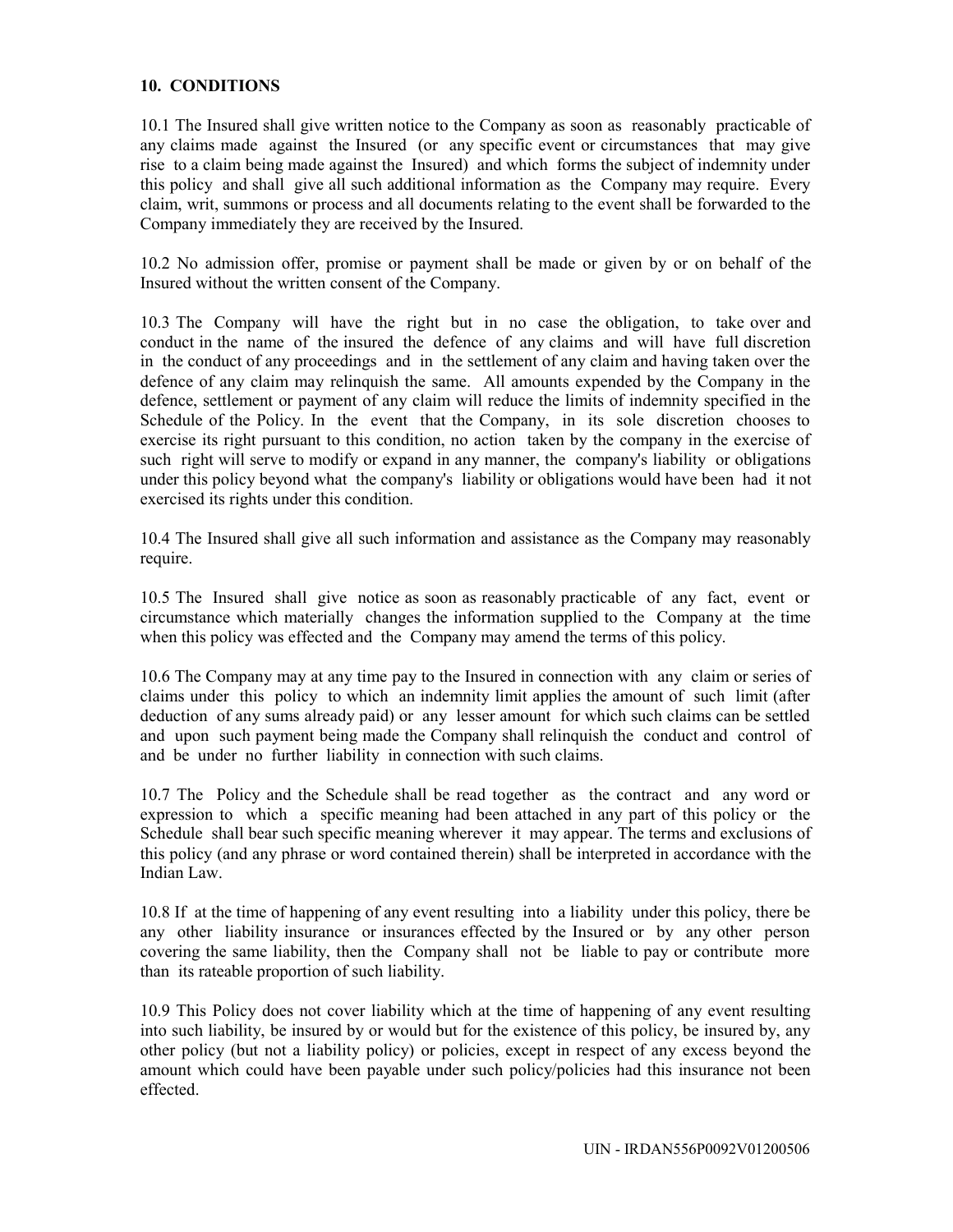## 10. CONDITIONS

10.1 The Insured shall give written notice to the Company as soon as reasonably practicable of any claims made against the Insured (or any specific event or circumstances that may give rise to a claim being made against the Insured) and which forms the subject of indemnity under this policy and shall give all such additional information as the Company may require. Every claim, writ, summons or process and all documents relating to the event shall be forwarded to the Company immediately they are received by the Insured.

10.2 No admission offer, promise or payment shall be made or given by or on behalf of the Insured without the written consent of the Company.

10.3 The Company will have the right but in no case the obligation, to take over and conduct in the name of the insured the defence of any claims and will have full discretion in the conduct of any proceedings and in the settlement of any claim and having taken over the defence of any claim may relinquish the same. All amounts expended by the Company in the defence, settlement or payment of any claim will reduce the limits of indemnity specified in the Schedule of the Policy. In the event that the Company, in its sole discretion chooses to exercise its right pursuant to this condition, no action taken by the company in the exercise of such right will serve to modify or expand in any manner, the company's liability or obligations under this policy beyond what the company's liability or obligations would have been had it not exercised its rights under this condition.

10.4 The Insured shall give all such information and assistance as the Company may reasonably require.

10.5 The Insured shall give notice as soon as reasonably practicable of any fact, event or circumstance which materially changes the information supplied to the Company at the time when this policy was effected and the Company may amend the terms of this policy.

10.6 The Company may at any time pay to the Insured in connection with any claim or series of claims under this policy to which an indemnity limit applies the amount of such limit (after deduction of any sums already paid) or any lesser amount for which such claims can be settled and upon such payment being made the Company shall relinquish the conduct and control of and be under no further liability in connection with such claims.

10.7 The Policy and the Schedule shall be read together as the contract and any word or expression to which a specific meaning had been attached in any part of this policy or the Schedule shall bear such specific meaning wherever it may appear. The terms and exclusions of this policy (and any phrase or word contained therein) shall be interpreted in accordance with the Indian Law.

10.8 If at the time of happening of any event resulting into a liability under this policy, there be any other liability insurance or insurances effected by the Insured or by any other person covering the same liability, then the Company shall not be liable to pay or contribute more than its rateable proportion of such liability.

10.9 This Policy does not cover liability which at the time of happening of any event resulting into such liability, be insured by or would but for the existence of this policy, be insured by, any other policy (but not a liability policy) or policies, except in respect of any excess beyond the amount which could have been payable under such policy/policies had this insurance not been effected.

UIN - IRDAN556P0092V01200506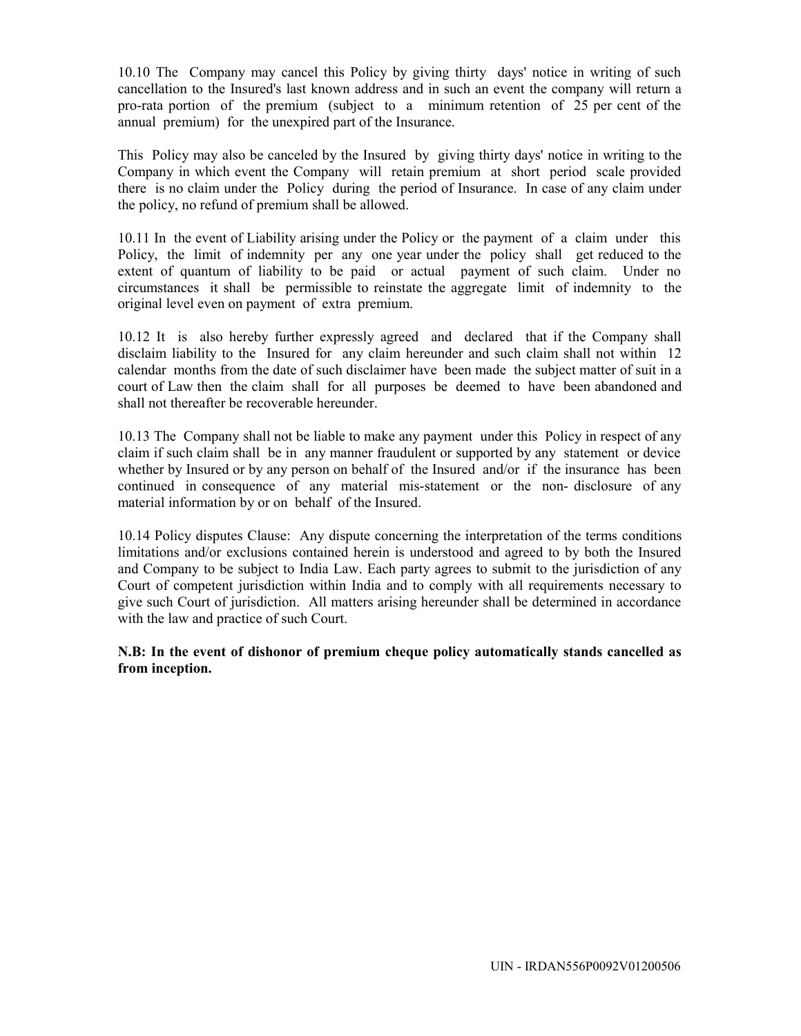10.10 The Company may cancel this Policy by giving thirty days' notice in writing of such cancellation to the Insured's last known address and in such an event the company will return a pro-rata portion of the premium (subject to a minimum retention of 25 per cent of the annual premium) for the unexpired part of the Insurance.

This Policy may also be canceled by the Insured by giving thirty days' notice in writing to the Company in which event the Company will retain premium at short period scale provided there is no claim under the Policy during the period of Insurance. In case of any claim under the policy, no refund of premium shall be allowed.

10.11 In the event of Liability arising under the Policy or the payment of a claim under this Policy, the limit of indemnity per any one year under the policy shall get reduced to the extent of quantum of liability to be paid or actual payment of such claim. Under no circumstances it shall be permissible to reinstate the aggregate limit of indemnity to the original level even on payment of extra premium.

10.12 It is also hereby further expressly agreed and declared that if the Company shall disclaim liability to the Insured for any claim hereunder and such claim shall not within 12 calendar months from the date of such disclaimer have been made the subject matter of suit in a court of Law then the claim shall for all purposes be deemed to have been abandoned and shall not thereafter be recoverable hereunder.

10.13 The Company shall not be liable to make any payment under this Policy in respect of any claim if such claim shall be in any manner fraudulent or supported by any statement or device whether by Insured or by any person on behalf of the Insured and/or if the insurance has been continued in consequence of any material mis-statement or the non- disclosure of any material information by or on behalf of the Insured.

10.14 Policy disputes Clause: Any dispute concerning the interpretation of the terms conditions limitations and/or exclusions contained herein is understood and agreed to by both the Insured and Company to be subject to India Law. Each party agrees to submit to the jurisdiction of any Court of competent jurisdiction within India and to comply with all requirements necessary to give such Court of jurisdiction. All matters arising hereunder shall be determined in accordance with the law and practice of such Court.

**N.B: In the event of dishonor of premium cheque policy automatically stands cancelled as from inception.**

UIN - IRDAN556P0092V01200506